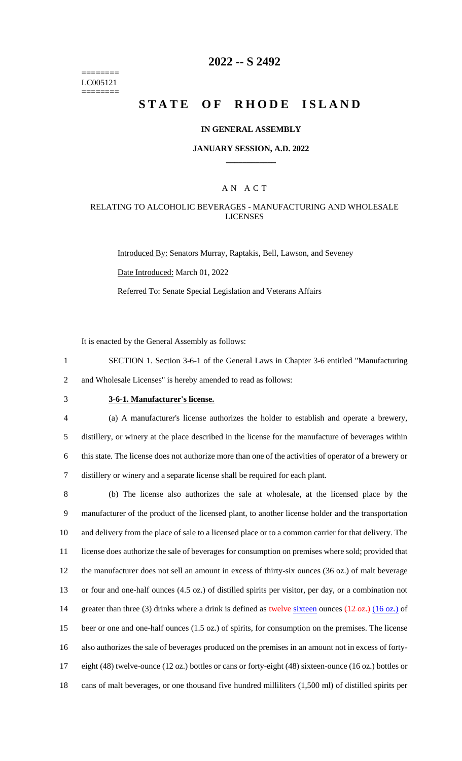========
LC005121
========

# 2022 -- S 2492

# STATE OF RHODE ISLAND

**IN GENERAL ASSEMBLY**

**JANUARY SESSION, A.D. 2022**

---

## A N A C T

### RELATING TO ALCOHOLIC BEVERAGES - MANUFACTURING AND WHOLESALE LICENSES

Introduced By: Senators Murray, Raptakis, Bell, Lawson, and Seveney

Date Introduced: March 01, 2022

Referred To: Senate Special Legislation and Veterans Affairs

It is enacted by the General Assembly as follows:

1 SECTION 1. Section 3-6-1 of the General Laws in Chapter 3-6 entitled "Manufacturing
2 and Wholesale Licenses" is hereby amended to read as follows:

3 **3-6-1. Manufacturer's license.**

4 (a) A manufacturer's license authorizes the holder to establish and operate a brewery,
5 distillery, or winery at the place described in the license for the manufacture of beverages within
6 this state. The license does not authorize more than one of the activities of operator of a brewery or
7 distillery or winery and a separate license shall be required for each plant.

8 (b) The license also authorizes the sale at wholesale, at the licensed place by the
9 manufacturer of the product of the licensed plant, to another license holder and the transportation
10 and delivery from the place of sale to a licensed place or to a common carrier for that delivery. The
11 license does authorize the sale of beverages for consumption on premises where sold; provided that
12 the manufacturer does not sell an amount in excess of thirty-six ounces (36 oz.) of malt beverage
13 or four and one-half ounces (4.5 oz.) of distilled spirits per visitor, per day, or a combination not
14 greater than three (3) drinks where a drink is defined as ~~twelve~~ sixteen ounces ~~(12 oz.)~~ (16 oz.) of
15 beer or one and one-half ounces (1.5 oz.) of spirits, for consumption on the premises. The license
16 also authorizes the sale of beverages produced on the premises in an amount not in excess of forty-
17 eight (48) twelve-ounce (12 oz.) bottles or cans or forty-eight (48) sixteen-ounce (16 oz.) bottles or
18 cans of malt beverages, or one thousand five hundred milliliters (1,500 ml) of distilled spirits per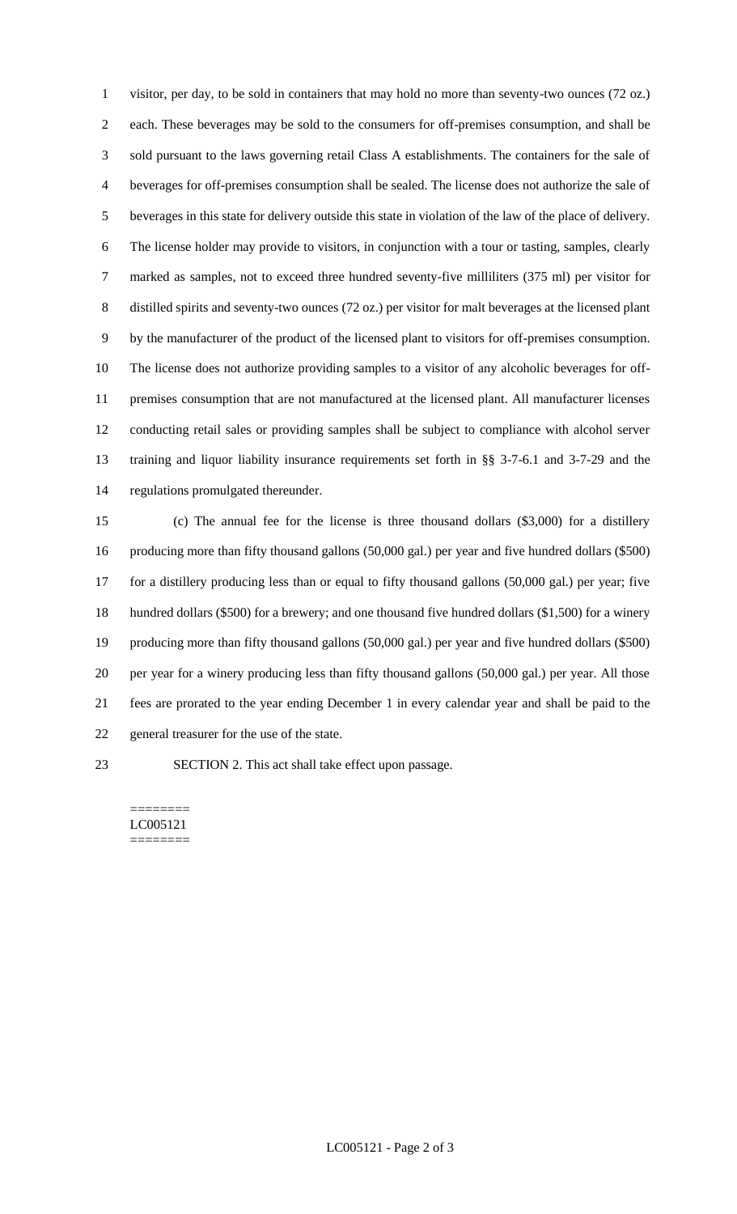visitor, per day, to be sold in containers that may hold no more than seventy-two ounces (72 oz.) each. These beverages may be sold to the consumers for off-premises consumption, and shall be sold pursuant to the laws governing retail Class A establishments. The containers for the sale of beverages for off-premises consumption shall be sealed. The license does not authorize the sale of beverages in this state for delivery outside this state in violation of the law of the place of delivery. The license holder may provide to visitors, in conjunction with a tour or tasting, samples, clearly marked as samples, not to exceed three hundred seventy-five milliliters (375 ml) per visitor for distilled spirits and seventy-two ounces (72 oz.) per visitor for malt beverages at the licensed plant by the manufacturer of the product of the licensed plant to visitors for off-premises consumption. The license does not authorize providing samples to a visitor of any alcoholic beverages for off-premises consumption that are not manufactured at the licensed plant. All manufacturer licenses conducting retail sales or providing samples shall be subject to compliance with alcohol server training and liquor liability insurance requirements set forth in §§ 3-7-6.1 and 3-7-29 and the regulations promulgated thereunder.

(c) The annual fee for the license is three thousand dollars ($3,000) for a distillery producing more than fifty thousand gallons (50,000 gal.) per year and five hundred dollars ($500) for a distillery producing less than or equal to fifty thousand gallons (50,000 gal.) per year; five hundred dollars ($500) for a brewery; and one thousand five hundred dollars ($1,500) for a winery producing more than fifty thousand gallons (50,000 gal.) per year and five hundred dollars ($500) per year for a winery producing less than fifty thousand gallons (50,000 gal.) per year. All those fees are prorated to the year ending December 1 in every calendar year and shall be paid to the general treasurer for the use of the state.

SECTION 2. This act shall take effect upon passage.

========
LC005121
========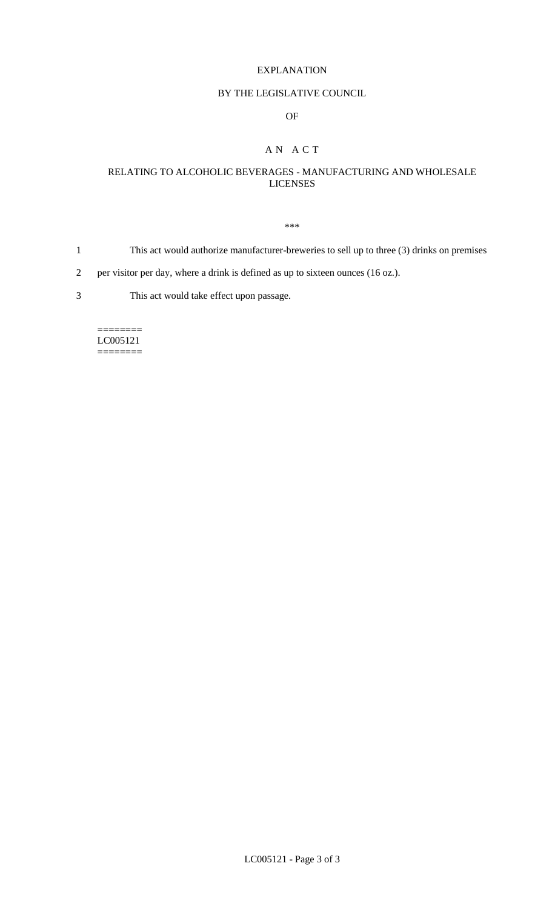EXPLANATION

BY THE LEGISLATIVE COUNCIL

OF

# A N A C T

RELATING TO ALCOHOLIC BEVERAGES - MANUFACTURING AND WHOLESALE LICENSES

\*\*\*

1 This act would authorize manufacturer-breweries to sell up to three (3) drinks on premises

2 per visitor per day, where a drink is defined as up to sixteen ounces (16 oz.).

3 This act would take effect upon passage.

========
LC005121
========